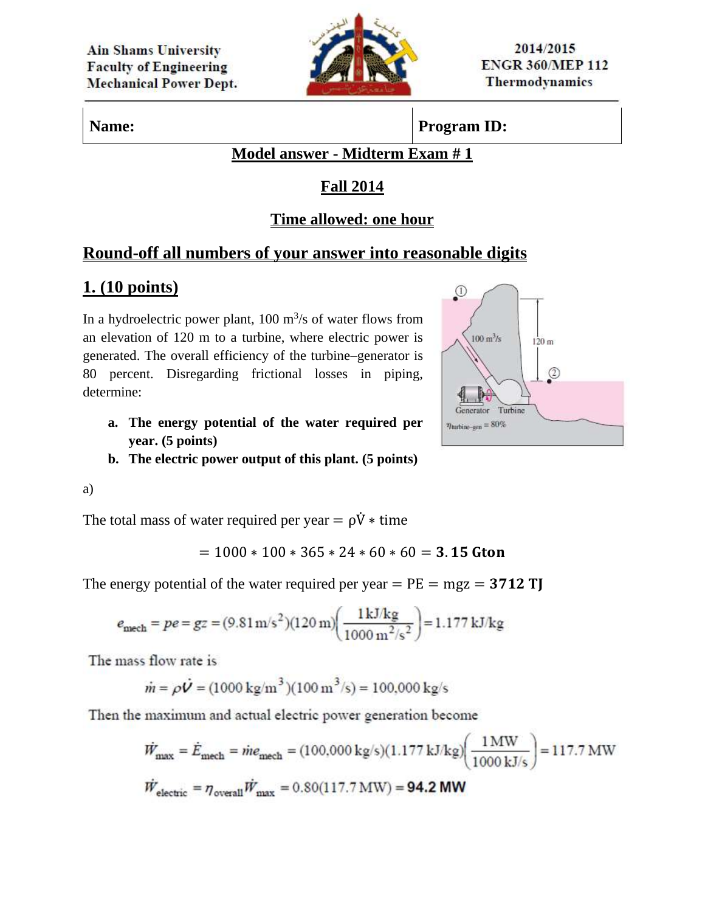Ain Shams University
Faculty of Engineering
Mechanical Power Dept.

2014/2015
ENGR 360/MEP 112
Thermodynamics

| Name: | Program ID: |
|---|---|

## Model answer - Midterm Exam # 1

## Fall 2014

## Time allowed: one hour

## Round-off all numbers of your answer into reasonable digits

## 1. (10 points)

In a hydroelectric power plant, 100 m$^3$/s of water flows from an elevation of 120 m to a turbine, where electric power is generated. The overall efficiency of the turbine–generator is 80 percent. Disregarding frictional losses in piping, determine:

a. **The energy potential of the water required per year. (5 points)**
b. **The electric power output of this plant. (5 points)**

a)

The total mass of water required per year $= \rho\dot{V} * \text{time}$

$$= 1000 * 100 * 365 * 24 * 60 * 60 = \mathbf{3.15\ Gton}$$

The energy potential of the water required per year $= \text{PE} = \text{mgz} = \mathbf{3712\ TJ}$

$$e_{\text{mech}} = pe = gz = (9.81\,\text{m/s}^2)(120\,\text{m})\left(\frac{1\,\text{kJ/kg}}{1000\,\text{m}^2/\text{s}^2}\right) = 1.177\,\text{kJ/kg}$$

The mass flow rate is

$$\dot{m} = \rho\dot{V} = (1000\,\text{kg/m}^3)(100\,\text{m}^3/\text{s}) = 100{,}000\,\text{kg/s}$$

Then the maximum and actual electric power generation become

$$\dot{W}_{\text{max}} = \dot{E}_{\text{mech}} = \dot{m}e_{\text{mech}} = (100{,}000\,\text{kg/s})(1.177\,\text{kJ/kg})\left(\frac{1\,\text{MW}}{1000\,\text{kJ/s}}\right) = 117.7\,\text{MW}$$

$$\dot{W}_{\text{electric}} = \eta_{\text{overall}}\dot{W}_{\text{max}} = 0.80(117.7\,\text{MW}) = \mathbf{94.2\ MW}$$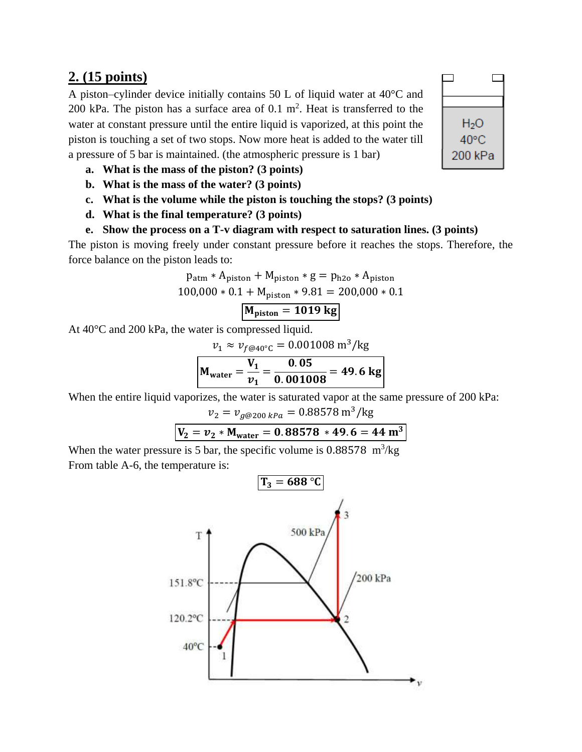## 2. (15 points)

A piston–cylinder device initially contains 50 L of liquid water at 40°C and 200 kPa. The piston has a surface area of 0.1 m$^2$. Heat is transferred to the water at constant pressure until the entire liquid is vaporized, at this point the piston is touching a set of two stops. Now more heat is added to the water till a pressure of 5 bar is maintained. (the atmospheric pressure is 1 bar)

a. **What is the mass of the piston? (3 points)**
b. **What is the mass of the water? (3 points)**
c. **What is the volume while the piston is touching the stops? (3 points)**
d. **What is the final temperature? (3 points)**
e. **Show the process on a T-v diagram with respect to saturation lines. (3 points)**

The piston is moving freely under constant pressure before it reaches the stops. Therefore, the force balance on the piston leads to:

$$p_{atm} * A_{piston} + M_{piston} * g = p_{h2o} * A_{piston}$$

$$100{,}000 * 0.1 + M_{piston} * 9.81 = 200{,}000 * 0.1$$

$$\boxed{\mathbf{M_{piston} = 1019\ kg}}$$

At 40°C and 200 kPa, the water is compressed liquid.

$$v_1 \approx v_{f@40°C} = 0.001008\ \text{m}^3/\text{kg}$$

$$\boxed{\mathbf{M_{water} = \frac{V_1}{v_1} = \frac{0.05}{0.001008} = 49.6\ kg}}$$

When the entire liquid vaporizes, the water is saturated vapor at the same pressure of 200 kPa:

$$v_2 = v_{g@200\ kPa} = 0.88578\ \text{m}^3/\text{kg}$$

$$\boxed{\mathbf{V_2 = v_2 * M_{water} = 0.88578 * 49.6 = 44\ m^3}}$$

When the water pressure is 5 bar, the specific volume is 0.88578 m$^3$/kg

From table A-6, the temperature is:

$$\boxed{\mathbf{T_3 = 688\ °C}}$$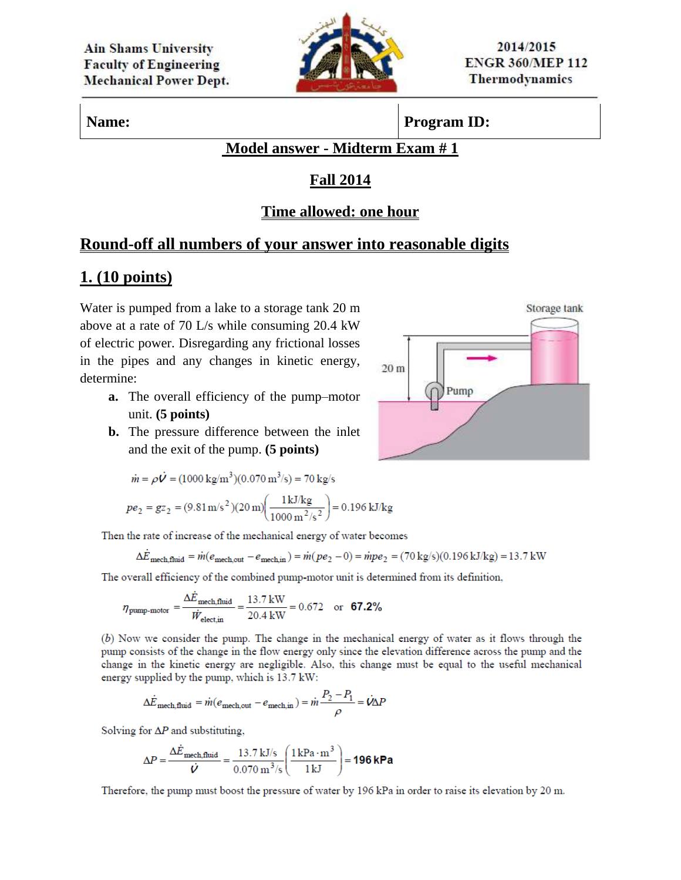Ain Shams University
Faculty of Engineering
Mechanical Power Dept.

2014/2015
ENGR 360/MEP 112
Thermodynamics

| Name: | Program ID: |
|---|---|

## Model answer - Midterm Exam # 1

## Fall 2014

## Time allowed: one hour

## Round-off all numbers of your answer into reasonable digits

## 1. (10 points)

Water is pumped from a lake to a storage tank 20 m above at a rate of 70 L/s while consuming 20.4 kW of electric power. Disregarding any frictional losses in the pipes and any changes in kinetic energy, determine:

a. The overall efficiency of the pump–motor unit. **(5 points)**

b. The pressure difference between the inlet and the exit of the pump. **(5 points)**

$$\dot{m} = \rho \dot{V} = (1000\ \text{kg/m}^3)(0.070\ \text{m}^3/\text{s}) = 70\ \text{kg/s}$$

$$pe_2 = gz_2 = (9.81\ \text{m/s}^2)(20\ \text{m})\left(\frac{1\ \text{kJ/kg}}{1000\ \text{m}^2/\text{s}^2}\right) = 0.196\ \text{kJ/kg}$$

Then the rate of increase of the mechanical energy of water becomes

$$\Delta \dot{E}_{\text{mech,fluid}} = \dot{m}(e_{\text{mech,out}} - e_{\text{mech,in}}) = \dot{m}(pe_2 - 0) = \dot{m}pe_2 = (70\ \text{kg/s})(0.196\ \text{kJ/kg}) = 13.7\ \text{kW}$$

The overall efficiency of the combined pump-motor unit is determined from its definition,

$$\eta_{\text{pump-motor}} = \frac{\Delta \dot{E}_{\text{mech,fluid}}}{\dot{W}_{\text{elect,in}}} = \frac{13.7\ \text{kW}}{20.4\ \text{kW}} = 0.672 \quad \text{or} \quad \mathbf{67.2\%}$$

(*b*) Now we consider the pump. The change in the mechanical energy of water as it flows through the pump consists of the change in the flow energy only since the elevation difference across the pump and the change in the kinetic energy are negligible. Also, this change must be equal to the useful mechanical energy supplied by the pump, which is 13.7 kW:

$$\Delta \dot{E}_{\text{mech,fluid}} = \dot{m}(e_{\text{mech,out}} - e_{\text{mech,in}}) = \dot{m}\frac{P_2 - P_1}{\rho} = \dot{V}\Delta P$$

Solving for $\Delta P$ and substituting,

$$\Delta P = \frac{\Delta \dot{E}_{\text{mech,fluid}}}{\dot{V}} = \frac{13.7\ \text{kJ/s}}{0.070\ \text{m}^3/\text{s}}\left(\frac{1\ \text{kPa}\cdot\text{m}^3}{1\ \text{kJ}}\right) = \mathbf{196\ kPa}$$

Therefore, the pump must boost the pressure of water by 196 kPa in order to raise its elevation by 20 m.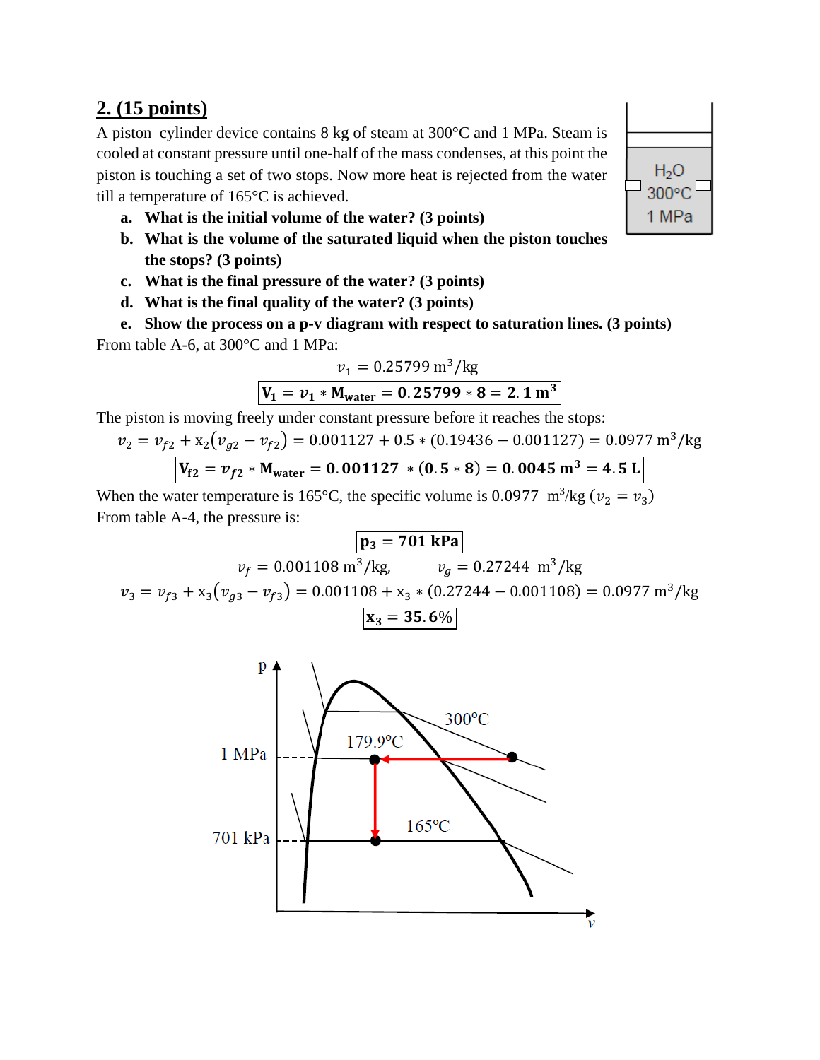## 2. (15 points)

A piston–cylinder device contains 8 kg of steam at 300°C and 1 MPa. Steam is cooled at constant pressure until one-half of the mass condenses, at this point the piston is touching a set of two stops. Now more heat is rejected from the water till a temperature of 165°C is achieved.

H2O
300°C
1 MPa

a. **What is the initial volume of the water? (3 points)**
b. **What is the volume of the saturated liquid when the piston touches the stops? (3 points)**
c. **What is the final pressure of the water? (3 points)**
d. **What is the final quality of the water? (3 points)**
e. **Show the process on a p-v diagram with respect to saturation lines. (3 points)**

From table A-6, at 300°C and 1 MPa:

$$v_1 = 0.25799 \text{ m}^3/\text{kg}$$

$$\boxed{\mathbf{V_1 = v_1 * M_{water} = 0.25799 * 8 = 2.1 \text{ m}^3}}$$

The piston is moving freely under constant pressure before it reaches the stops:

$$v_2 = v_{f2} + x_2(v_{g2} - v_{f2}) = 0.001127 + 0.5 * (0.19436 - 0.001127) = 0.0977 \text{ m}^3/\text{kg}$$

$$\boxed{\mathbf{V_{f2} = v_{f2} * M_{water} = 0.001127 * (0.5 * 8) = 0.0045 \text{ m}^3 = 4.5 \text{ L}}}$$

When the water temperature is 165°C, the specific volume is 0.0977 m$^3$/kg ($v_2 = v_3$)
From table A-4, the pressure is:

$$\boxed{\mathbf{p_3 = 701 \text{ kPa}}}$$

$$v_f = 0.001108 \text{ m}^3/\text{kg}, \qquad v_g = 0.27244 \text{ m}^3/\text{kg}$$

$$v_3 = v_{f3} + x_3(v_{g3} - v_{f3}) = 0.001108 + x_3 * (0.27244 - 0.001108) = 0.0977 \text{ m}^3/\text{kg}$$

$$\boxed{\mathbf{x_3 = 35.6\%}}$$

p
v
300°C
179.9°C
1 MPa
165°C
701 kPa